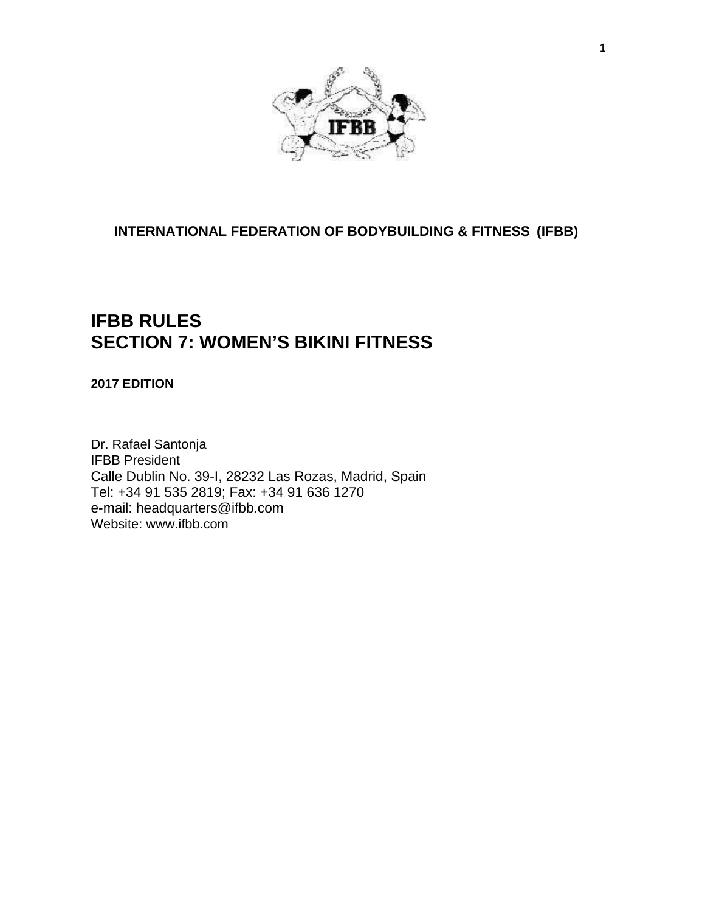**INTERNATIONAL FEDERATION OF BODYBUILDING & FITNESS (IFBB)**

# IFBB RULES
# SECTION 7: WOMEN'S BIKINI FITNESS

**2017 EDITION**

Dr. Rafael Santonja
IFBB President
Calle Dublin No. 39-I, 28232 Las Rozas, Madrid, Spain
Tel: +34 91 535 2819; Fax: +34 91 636 1270
e-mail: headquarters@ifbb.com
Website: www.ifbb.com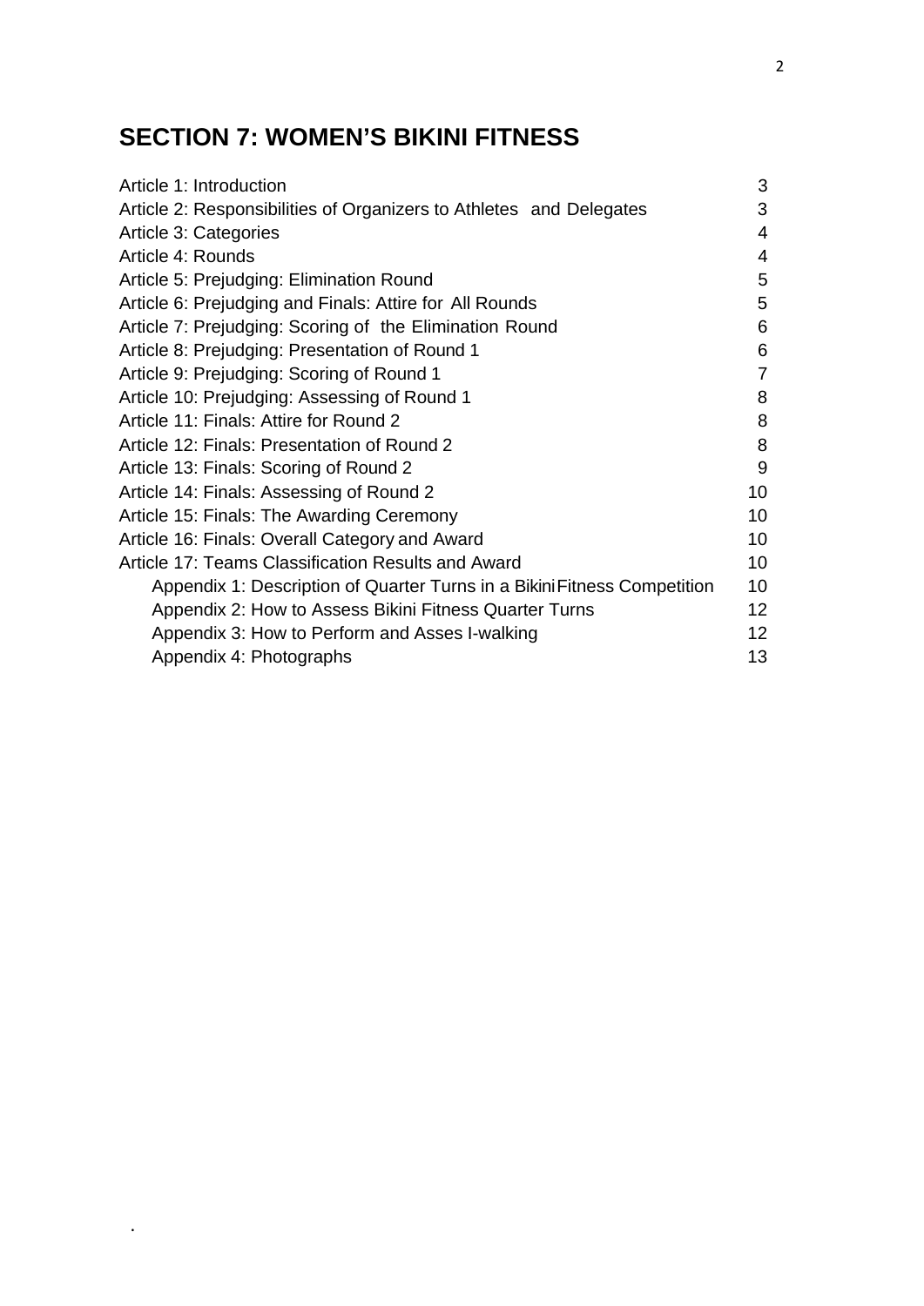# SECTION 7: WOMEN'S BIKINI FITNESS

| | |
|---|---|
| Article 1: Introduction | 3 |
| Article 2: Responsibilities of Organizers to Athletes and Delegates | 3 |
| Article 3: Categories | 4 |
| Article 4: Rounds | 4 |
| Article 5: Prejudging: Elimination Round | 5 |
| Article 6: Prejudging and Finals: Attire for All Rounds | 5 |
| Article 7: Prejudging: Scoring of the Elimination Round | 6 |
| Article 8: Prejudging: Presentation of Round 1 | 6 |
| Article 9: Prejudging: Scoring of Round 1 | 7 |
| Article 10: Prejudging: Assessing of Round 1 | 8 |
| Article 11: Finals: Attire for Round 2 | 8 |
| Article 12: Finals: Presentation of Round 2 | 8 |
| Article 13: Finals: Scoring of Round 2 | 9 |
| Article 14: Finals: Assessing of Round 2 | 10 |
| Article 15: Finals: The Awarding Ceremony | 10 |
| Article 16: Finals: Overall Category and Award | 10 |
| Article 17: Teams Classification Results and Award | 10 |
| Appendix 1: Description of Quarter Turns in a Bikini Fitness Competition | 10 |
| Appendix 2: How to Assess Bikini Fitness Quarter Turns | 12 |
| Appendix 3: How to Perform and Asses I-walking | 12 |
| Appendix 4: Photographs | 13 |

.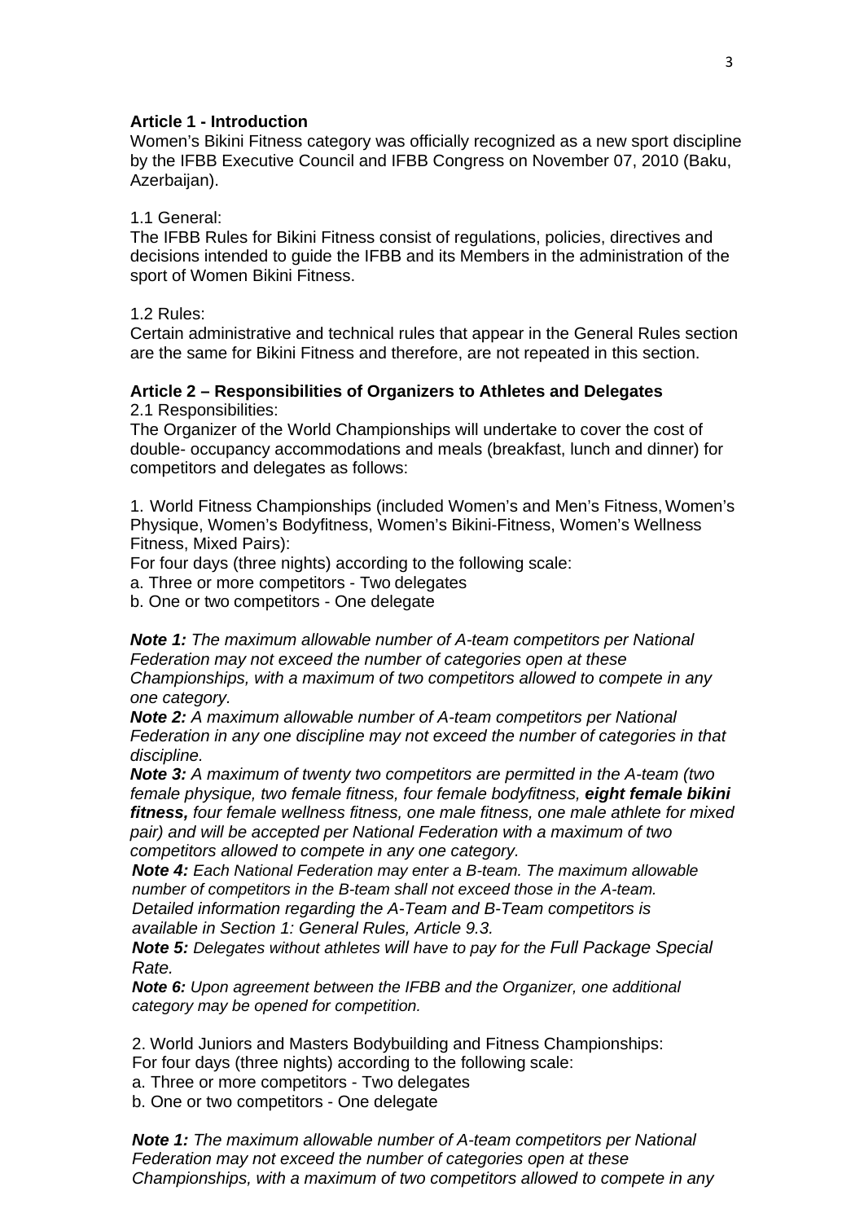**Article 1 - Introduction**

Women's Bikini Fitness category was officially recognized as a new sport discipline by the IFBB Executive Council and IFBB Congress on November 07, 2010 (Baku, Azerbaijan).

1.1 General:

The IFBB Rules for Bikini Fitness consist of regulations, policies, directives and decisions intended to guide the IFBB and its Members in the administration of the sport of Women Bikini Fitness.

1.2 Rules:

Certain administrative and technical rules that appear in the General Rules section are the same for Bikini Fitness and therefore, are not repeated in this section.

**Article 2 – Responsibilities of Organizers to Athletes and Delegates**

2.1 Responsibilities:

The Organizer of the World Championships will undertake to cover the cost of double- occupancy accommodations and meals (breakfast, lunch and dinner) for competitors and delegates as follows:

1. World Fitness Championships (included Women's and Men's Fitness, Women's Physique, Women's Bodyfitness, Women's Bikini-Fitness, Women's Wellness Fitness, Mixed Pairs):

For four days (three nights) according to the following scale:

a. Three or more competitors - Two delegates

b. One or two competitors - One delegate

***Note 1:*** *The maximum allowable number of A-team competitors per National Federation may not exceed the number of categories open at these Championships, with a maximum of two competitors allowed to compete in any one category.*

***Note 2:*** *A maximum allowable number of A-team competitors per National Federation in any one discipline may not exceed the number of categories in that discipline.*

***Note 3:*** *A maximum of twenty two competitors are permitted in the A-team (two female physique, two female fitness, four female bodyfitness,* ***eight female bikini fitness,*** *four female wellness fitness, one male fitness, one male athlete for mixed pair) and will be accepted per National Federation with a maximum of two competitors allowed to compete in any one category.*

***Note 4:*** *Each National Federation may enter a B-team. The maximum allowable number of competitors in the B-team shall not exceed those in the A-team. Detailed information regarding the A-Team and B-Team competitors is available in Section 1: General Rules, Article 9.3.*

***Note 5:*** *Delegates without athletes will have to pay for the Full Package Special Rate.*

***Note 6:*** *Upon agreement between the IFBB and the Organizer, one additional category may be opened for competition.*

2. World Juniors and Masters Bodybuilding and Fitness Championships:

For four days (three nights) according to the following scale:

a. Three or more competitors - Two delegates

b. One or two competitors - One delegate

***Note 1:*** *The maximum allowable number of A-team competitors per National Federation may not exceed the number of categories open at these Championships, with a maximum of two competitors allowed to compete in any*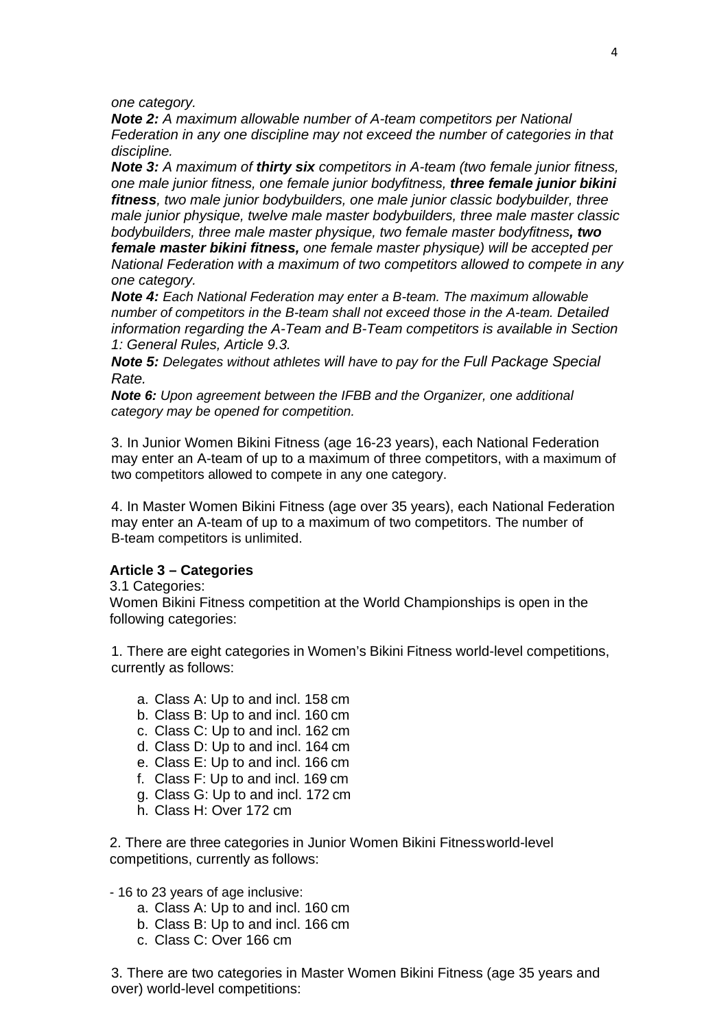*one category.*

***Note 2:*** *A maximum allowable number of A-team competitors per National Federation in any one discipline may not exceed the number of categories in that discipline.*

***Note 3:*** *A maximum of **thirty six** competitors in A-team (two female junior fitness, one male junior fitness, one female junior bodyfitness, **three female junior bikini fitness**, two male junior bodybuilders, one male junior classic bodybuilder, three male junior physique, twelve male master bodybuilders, three male master classic bodybuilders, three male master physique, two female master bodyfitness**, two female master bikini fitness,** one female master physique) will be accepted per National Federation with a maximum of two competitors allowed to compete in any one category.*

***Note 4:*** *Each National Federation may enter a B-team. The maximum allowable number of competitors in the B-team shall not exceed those in the A-team. Detailed information regarding the A-Team and B-Team competitors is available in Section 1: General Rules, Article 9.3.*

***Note 5:*** *Delegates without athletes will have to pay for the Full Package Special Rate.*

***Note 6:*** *Upon agreement between the IFBB and the Organizer, one additional category may be opened for competition.*

3. In Junior Women Bikini Fitness (age 16-23 years), each National Federation may enter an A-team of up to a maximum of three competitors, with a maximum of two competitors allowed to compete in any one category.

4. In Master Women Bikini Fitness (age over 35 years), each National Federation may enter an A-team of up to a maximum of two competitors. The number of B-team competitors is unlimited.

**Article 3 – Categories**

3.1 Categories:

Women Bikini Fitness competition at the World Championships is open in the following categories:

1. There are eight categories in Women's Bikini Fitness world-level competitions, currently as follows:

   a. Class A: Up to and incl. 158 cm
   b. Class B: Up to and incl. 160 cm
   c. Class C: Up to and incl. 162 cm
   d. Class D: Up to and incl. 164 cm
   e. Class E: Up to and incl. 166 cm
   f. Class F: Up to and incl. 169 cm
   g. Class G: Up to and incl. 172 cm
   h. Class H: Over 172 cm

2. There are three categories in Junior Women Bikini Fitness world-level competitions, currently as follows:

- 16 to 23 years of age inclusive:
   a. Class A: Up to and incl. 160 cm
   b. Class B: Up to and incl. 166 cm
   c. Class C: Over 166 cm

3. There are two categories in Master Women Bikini Fitness (age 35 years and over) world-level competitions: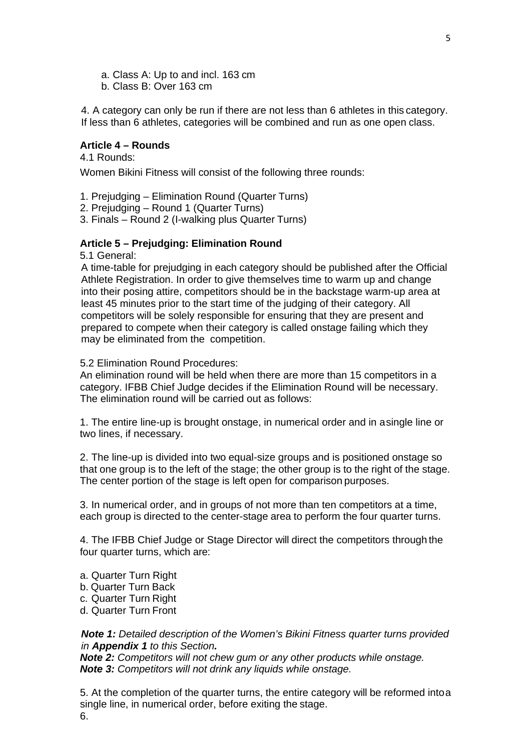a. Class A: Up to and incl. 163 cm
b. Class B: Over 163 cm

4. A category can only be run if there are not less than 6 athletes in this category. If less than 6 athletes, categories will be combined and run as one open class.

### Article 4 – Rounds

4.1 Rounds:

Women Bikini Fitness will consist of the following three rounds:

1. Prejudging – Elimination Round (Quarter Turns)
2. Prejudging – Round 1 (Quarter Turns)
3. Finals – Round 2 (I-walking plus Quarter Turns)

### Article 5 – Prejudging: Elimination Round

5.1 General:

A time-table for prejudging in each category should be published after the Official Athlete Registration. In order to give themselves time to warm up and change into their posing attire, competitors should be in the backstage warm-up area at least 45 minutes prior to the start time of the judging of their category. All competitors will be solely responsible for ensuring that they are present and prepared to compete when their category is called onstage failing which they may be eliminated from the competition.

5.2 Elimination Round Procedures:

An elimination round will be held when there are more than 15 competitors in a category. IFBB Chief Judge decides if the Elimination Round will be necessary. The elimination round will be carried out as follows:

1. The entire line-up is brought onstage, in numerical order and in asingle line or two lines, if necessary.

2. The line-up is divided into two equal-size groups and is positioned onstage so that one group is to the left of the stage; the other group is to the right of the stage. The center portion of the stage is left open for comparison purposes.

3. In numerical order, and in groups of not more than ten competitors at a time, each group is directed to the center-stage area to perform the four quarter turns.

4. The IFBB Chief Judge or Stage Director will direct the competitors through the four quarter turns, which are:

a. Quarter Turn Right
b. Quarter Turn Back
c. Quarter Turn Right
d. Quarter Turn Front

***Note 1:*** *Detailed description of the Women's Bikini Fitness quarter turns provided in **Appendix 1** to this Section.*
***Note 2:*** *Competitors will not chew gum or any other products while onstage.*
***Note 3:*** *Competitors will not drink any liquids while onstage.*

5. At the completion of the quarter turns, the entire category will be reformed intoa single line, in numerical order, before exiting the stage.

6.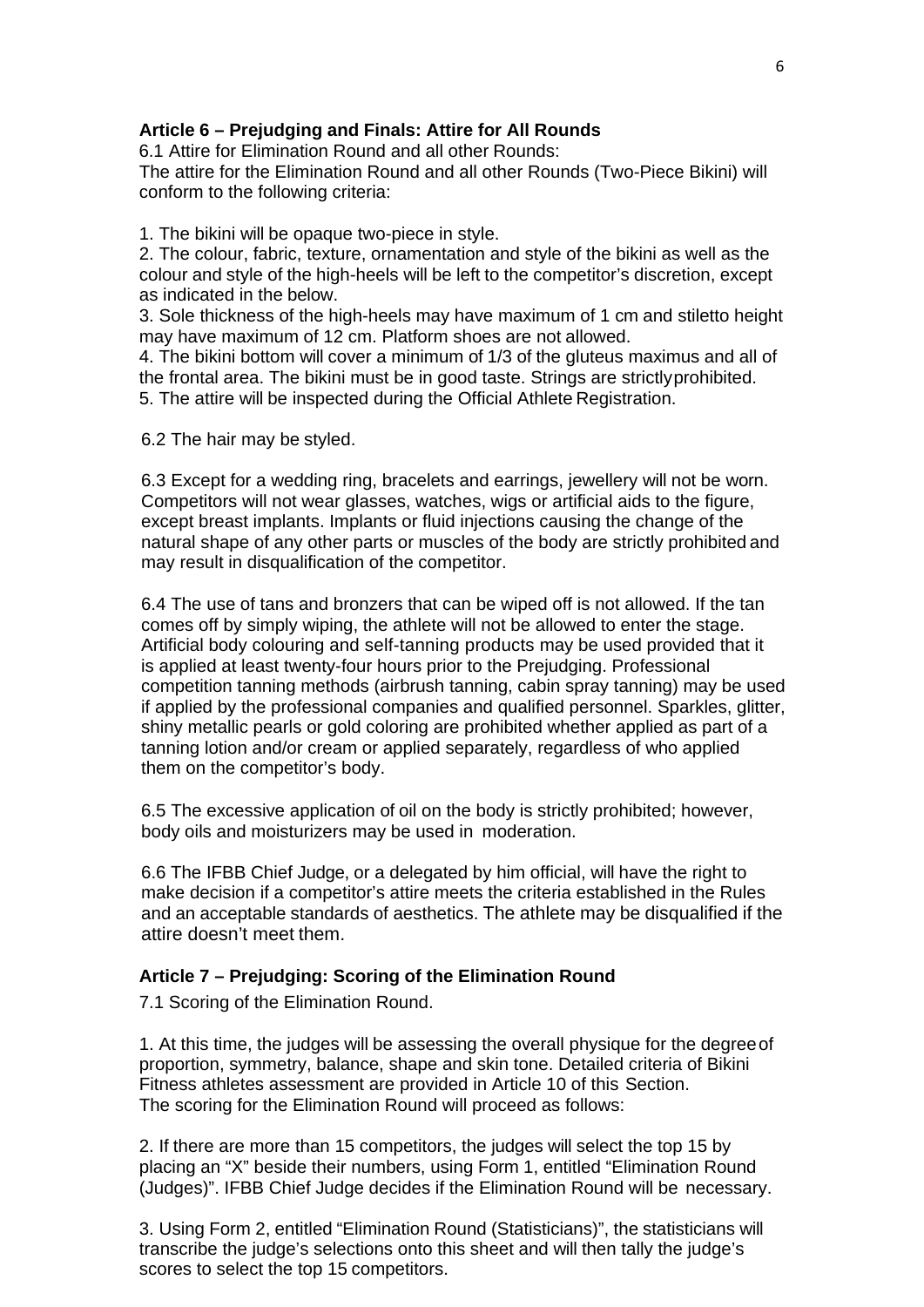### Article 6 – Prejudging and Finals: Attire for All Rounds

6.1 Attire for Elimination Round and all other Rounds:
The attire for the Elimination Round and all other Rounds (Two-Piece Bikini) will conform to the following criteria:

1. The bikini will be opaque two-piece in style.
2. The colour, fabric, texture, ornamentation and style of the bikini as well as the colour and style of the high-heels will be left to the competitor's discretion, except as indicated in the below.
3. Sole thickness of the high-heels may have maximum of 1 cm and stiletto height may have maximum of 12 cm. Platform shoes are not allowed.
4. The bikini bottom will cover a minimum of 1/3 of the gluteus maximus and all of the frontal area. The bikini must be in good taste. Strings are strictly prohibited.
5. The attire will be inspected during the Official Athlete Registration.

6.2 The hair may be styled.

6.3 Except for a wedding ring, bracelets and earrings, jewellery will not be worn. Competitors will not wear glasses, watches, wigs or artificial aids to the figure, except breast implants. Implants or fluid injections causing the change of the natural shape of any other parts or muscles of the body are strictly prohibited and may result in disqualification of the competitor.

6.4 The use of tans and bronzers that can be wiped off is not allowed. If the tan comes off by simply wiping, the athlete will not be allowed to enter the stage. Artificial body colouring and self-tanning products may be used provided that it is applied at least twenty-four hours prior to the Prejudging. Professional competition tanning methods (airbrush tanning, cabin spray tanning) may be used if applied by the professional companies and qualified personnel. Sparkles, glitter, shiny metallic pearls or gold coloring are prohibited whether applied as part of a tanning lotion and/or cream or applied separately, regardless of who applied them on the competitor's body.

6.5 The excessive application of oil on the body is strictly prohibited; however, body oils and moisturizers may be used in moderation.

6.6 The IFBB Chief Judge, or a delegated by him official, will have the right to make decision if a competitor's attire meets the criteria established in the Rules and an acceptable standards of aesthetics. The athlete may be disqualified if the attire doesn't meet them.

### Article 7 – Prejudging: Scoring of the Elimination Round

7.1 Scoring of the Elimination Round.

1. At this time, the judges will be assessing the overall physique for the degree of proportion, symmetry, balance, shape and skin tone. Detailed criteria of Bikini Fitness athletes assessment are provided in Article 10 of this Section.
The scoring for the Elimination Round will proceed as follows:

2. If there are more than 15 competitors, the judges will select the top 15 by placing an "X" beside their numbers, using Form 1, entitled "Elimination Round (Judges)". IFBB Chief Judge decides if the Elimination Round will be necessary.

3. Using Form 2, entitled "Elimination Round (Statisticians)", the statisticians will transcribe the judge's selections onto this sheet and will then tally the judge's scores to select the top 15 competitors.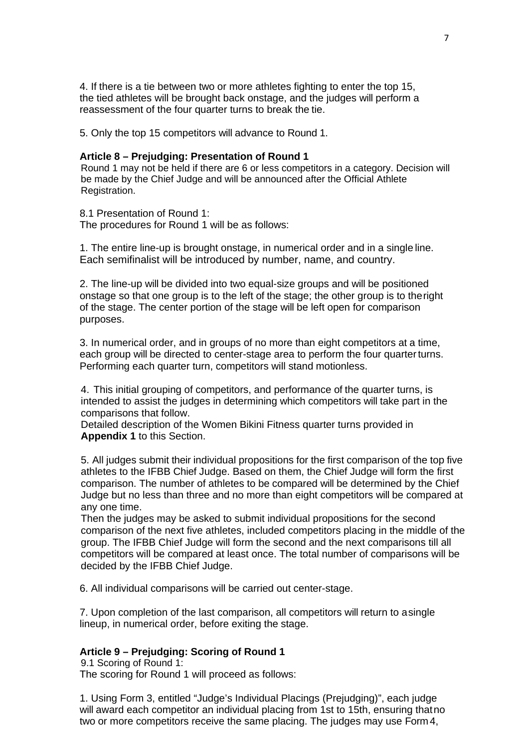4. If there is a tie between two or more athletes fighting to enter the top 15, the tied athletes will be brought back onstage, and the judges will perform a reassessment of the four quarter turns to break the tie.

5. Only the top 15 competitors will advance to Round 1.

### Article 8 – Prejudging: Presentation of Round 1

Round 1 may not be held if there are 6 or less competitors in a category. Decision will be made by the Chief Judge and will be announced after the Official Athlete Registration.

8.1 Presentation of Round 1:
The procedures for Round 1 will be as follows:

1. The entire line-up is brought onstage, in numerical order and in a single line. Each semifinalist will be introduced by number, name, and country.

2. The line-up will be divided into two equal-size groups and will be positioned onstage so that one group is to the left of the stage; the other group is to the right of the stage. The center portion of the stage will be left open for comparison purposes.

3. In numerical order, and in groups of no more than eight competitors at a time, each group will be directed to center-stage area to perform the four quarter turns. Performing each quarter turn, competitors will stand motionless.

4. This initial grouping of competitors, and performance of the quarter turns, is intended to assist the judges in determining which competitors will take part in the comparisons that follow.
Detailed description of the Women Bikini Fitness quarter turns provided in **Appendix 1** to this Section.

5. All judges submit their individual propositions for the first comparison of the top five athletes to the IFBB Chief Judge. Based on them, the Chief Judge will form the first comparison. The number of athletes to be compared will be determined by the Chief Judge but no less than three and no more than eight competitors will be compared at any one time.
Then the judges may be asked to submit individual propositions for the second comparison of the next five athletes, included competitors placing in the middle of the group. The IFBB Chief Judge will form the second and the next comparisons till all competitors will be compared at least once. The total number of comparisons will be decided by the IFBB Chief Judge.

6. All individual comparisons will be carried out center-stage.

7. Upon completion of the last comparison, all competitors will return to a single lineup, in numerical order, before exiting the stage.

### Article 9 – Prejudging: Scoring of Round 1

9.1 Scoring of Round 1:
The scoring for Round 1 will proceed as follows:

1. Using Form 3, entitled "Judge's Individual Placings (Prejudging)", each judge will award each competitor an individual placing from 1st to 15th, ensuring that no two or more competitors receive the same placing. The judges may use Form 4,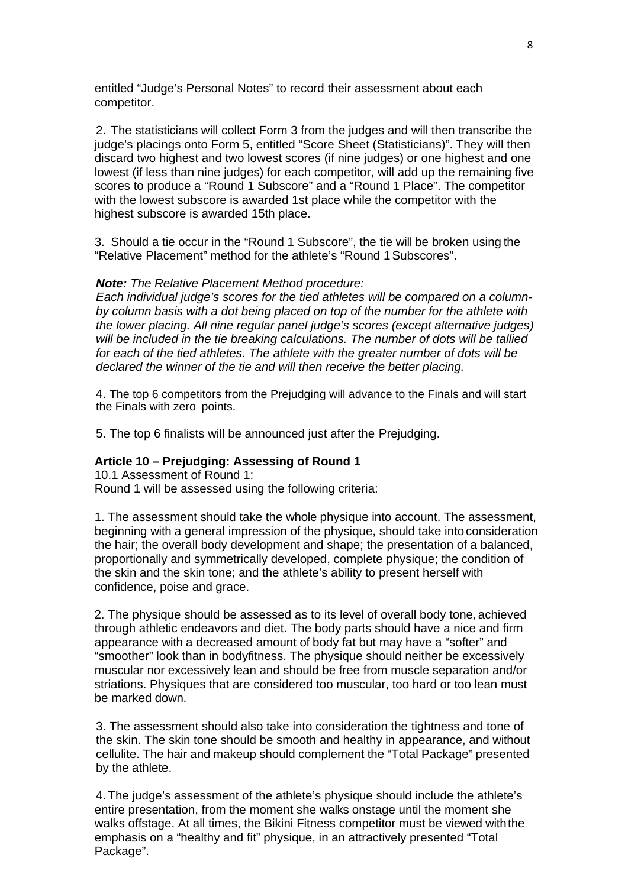entitled “Judge’s Personal Notes” to record their assessment about each competitor.

2. The statisticians will collect Form 3 from the judges and will then transcribe the judge’s placings onto Form 5, entitled “Score Sheet (Statisticians)”. They will then discard two highest and two lowest scores (if nine judges) or one highest and one lowest (if less than nine judges) for each competitor, will add up the remaining five scores to produce a “Round 1 Subscore” and a “Round 1 Place”. The competitor with the lowest subscore is awarded 1st place while the competitor with the highest subscore is awarded 15th place.

3. Should a tie occur in the “Round 1 Subscore”, the tie will be broken using the “Relative Placement” method for the athlete’s “Round 1 Subscores”.

***Note:*** *The Relative Placement Method procedure:*
*Each individual judge’s scores for the tied athletes will be compared on a column-by column basis with a dot being placed on top of the number for the athlete with the lower placing. All nine regular panel judge’s scores (except alternative judges) will be included in the tie breaking calculations. The number of dots will be tallied for each of the tied athletes. The athlete with the greater number of dots will be declared the winner of the tie and will then receive the better placing.*

4. The top 6 competitors from the Prejudging will advance to the Finals and will start the Finals with zero points.

5. The top 6 finalists will be announced just after the Prejudging.

**Article 10 – Prejudging: Assessing of Round 1**

10.1 Assessment of Round 1:
Round 1 will be assessed using the following criteria:

1. The assessment should take the whole physique into account. The assessment, beginning with a general impression of the physique, should take into consideration the hair; the overall body development and shape; the presentation of a balanced, proportionally and symmetrically developed, complete physique; the condition of the skin and the skin tone; and the athlete’s ability to present herself with confidence, poise and grace.

2. The physique should be assessed as to its level of overall body tone, achieved through athletic endeavors and diet. The body parts should have a nice and firm appearance with a decreased amount of body fat but may have a “softer” and “smoother” look than in bodyfitness. The physique should neither be excessively muscular nor excessively lean and should be free from muscle separation and/or striations. Physiques that are considered too muscular, too hard or too lean must be marked down.

3. The assessment should also take into consideration the tightness and tone of the skin. The skin tone should be smooth and healthy in appearance, and without cellulite. The hair and makeup should complement the “Total Package” presented by the athlete.

4. The judge’s assessment of the athlete’s physique should include the athlete’s entire presentation, from the moment she walks onstage until the moment she walks offstage. At all times, the Bikini Fitness competitor must be viewed with the emphasis on a “healthy and fit” physique, in an attractively presented “Total Package”.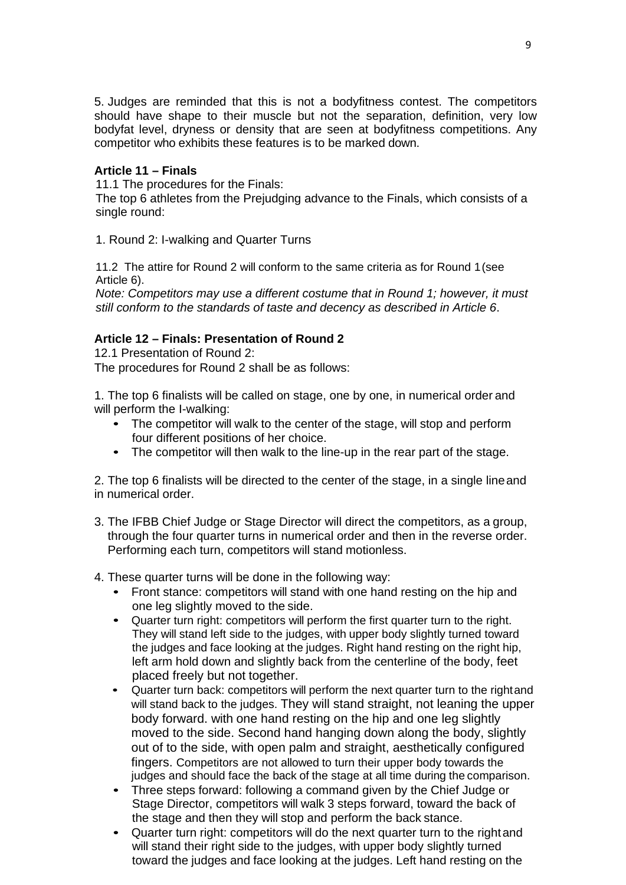5. Judges are reminded that this is not a bodyfitness contest. The competitors should have shape to their muscle but not the separation, definition, very low bodyfat level, dryness or density that are seen at bodyfitness competitions. Any competitor who exhibits these features is to be marked down.

**Article 11 – Finals**

11.1 The procedures for the Finals:

The top 6 athletes from the Prejudging advance to the Finals, which consists of a single round:

1. Round 2: I-walking and Quarter Turns

11.2 The attire for Round 2 will conform to the same criteria as for Round 1 (see Article 6).

*Note: Competitors may use a different costume that in Round 1; however, it must still conform to the standards of taste and decency as described in Article 6*.

**Article 12 – Finals: Presentation of Round 2**

12.1 Presentation of Round 2:

The procedures for Round 2 shall be as follows:

1. The top 6 finalists will be called on stage, one by one, in numerical order and will perform the I-walking:
   - The competitor will walk to the center of the stage, will stop and perform four different positions of her choice.
   - The competitor will then walk to the line-up in the rear part of the stage.

2. The top 6 finalists will be directed to the center of the stage, in a single line and in numerical order.

3. The IFBB Chief Judge or Stage Director will direct the competitors, as a group, through the four quarter turns in numerical order and then in the reverse order. Performing each turn, competitors will stand motionless.

4. These quarter turns will be done in the following way:
   - Front stance: competitors will stand with one hand resting on the hip and one leg slightly moved to the side.
   - Quarter turn right: competitors will perform the first quarter turn to the right. They will stand left side to the judges, with upper body slightly turned toward the judges and face looking at the judges. Right hand resting on the right hip, left arm hold down and slightly back from the centerline of the body, feet placed freely but not together.
   - Quarter turn back: competitors will perform the next quarter turn to the right and will stand back to the judges. They will stand straight, not leaning the upper body forward. with one hand resting on the hip and one leg slightly moved to the side. Second hand hanging down along the body, slightly out of to the side, with open palm and straight, aesthetically configured fingers. Competitors are not allowed to turn their upper body towards the judges and should face the back of the stage at all time during the comparison.
   - Three steps forward: following a command given by the Chief Judge or Stage Director, competitors will walk 3 steps forward, toward the back of the stage and then they will stop and perform the back stance.
   - Quarter turn right: competitors will do the next quarter turn to the right and will stand their right side to the judges, with upper body slightly turned toward the judges and face looking at the judges. Left hand resting on the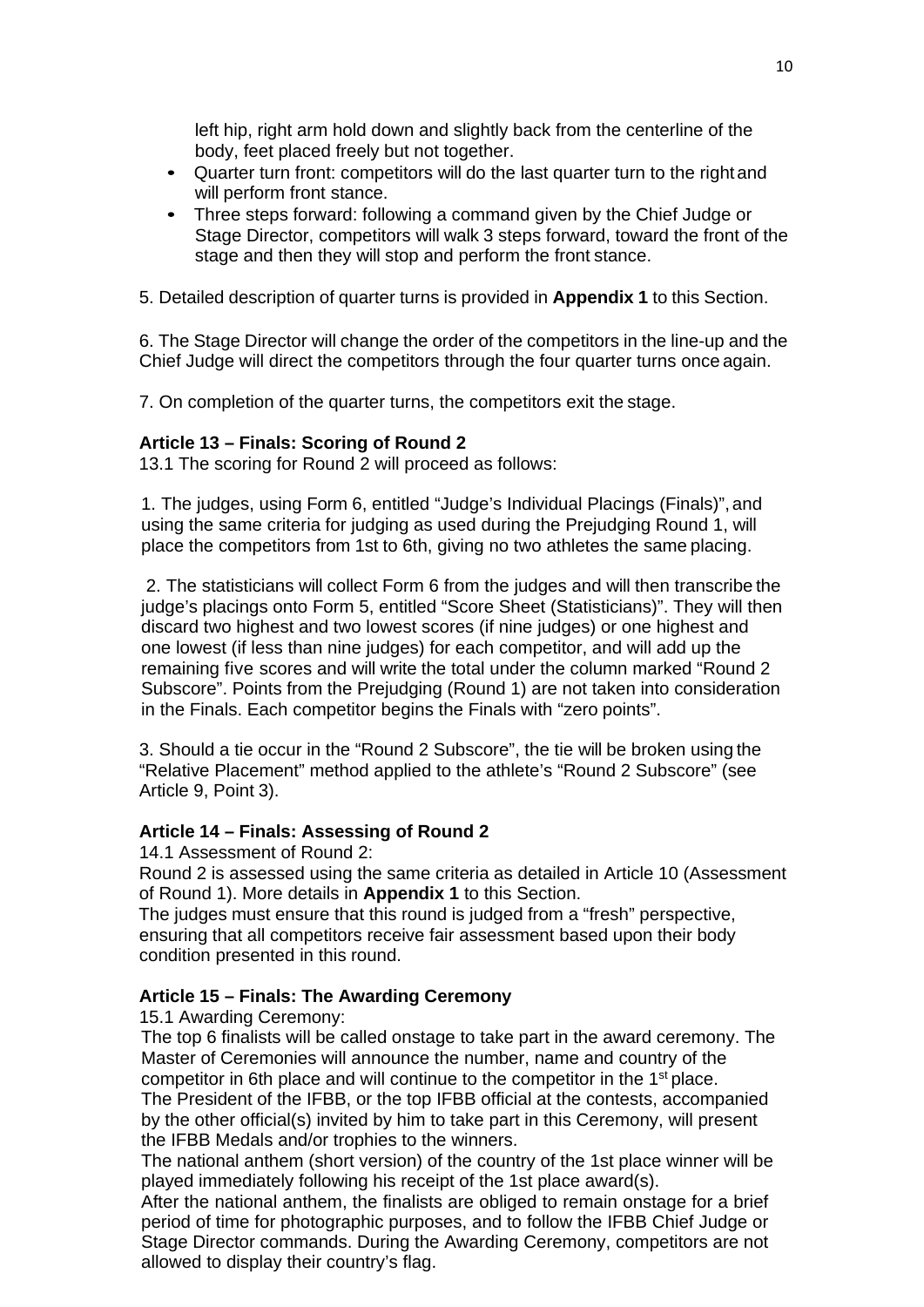left hip, right arm hold down and slightly back from the centerline of the body, feet placed freely but not together.

- Quarter turn front: competitors will do the last quarter turn to the right and will perform front stance.
- Three steps forward: following a command given by the Chief Judge or Stage Director, competitors will walk 3 steps forward, toward the front of the stage and then they will stop and perform the front stance.

5. Detailed description of quarter turns is provided in **Appendix 1** to this Section.

6. The Stage Director will change the order of the competitors in the line-up and the Chief Judge will direct the competitors through the four quarter turns once again.

7. On completion of the quarter turns, the competitors exit the stage.

**Article 13 – Finals: Scoring of Round 2**

13.1 The scoring for Round 2 will proceed as follows:

1. The judges, using Form 6, entitled "Judge's Individual Placings (Finals)", and using the same criteria for judging as used during the Prejudging Round 1, will place the competitors from 1st to 6th, giving no two athletes the same placing.

2. The statisticians will collect Form 6 from the judges and will then transcribe the judge's placings onto Form 5, entitled "Score Sheet (Statisticians)". They will then discard two highest and two lowest scores (if nine judges) or one highest and one lowest (if less than nine judges) for each competitor, and will add up the remaining five scores and will write the total under the column marked "Round 2 Subscore". Points from the Prejudging (Round 1) are not taken into consideration in the Finals. Each competitor begins the Finals with "zero points".

3. Should a tie occur in the "Round 2 Subscore", the tie will be broken using the "Relative Placement" method applied to the athlete's "Round 2 Subscore" (see Article 9, Point 3).

**Article 14 – Finals: Assessing of Round 2**

14.1 Assessment of Round 2:

Round 2 is assessed using the same criteria as detailed in Article 10 (Assessment of Round 1). More details in **Appendix 1** to this Section.

The judges must ensure that this round is judged from a "fresh" perspective, ensuring that all competitors receive fair assessment based upon their body condition presented in this round.

**Article 15 – Finals: The Awarding Ceremony**

15.1 Awarding Ceremony:

The top 6 finalists will be called onstage to take part in the award ceremony. The Master of Ceremonies will announce the number, name and country of the competitor in 6th place and will continue to the competitor in the 1st place.

The President of the IFBB, or the top IFBB official at the contests, accompanied by the other official(s) invited by him to take part in this Ceremony, will present the IFBB Medals and/or trophies to the winners.

The national anthem (short version) of the country of the 1st place winner will be played immediately following his receipt of the 1st place award(s).

After the national anthem, the finalists are obliged to remain onstage for a brief period of time for photographic purposes, and to follow the IFBB Chief Judge or Stage Director commands. During the Awarding Ceremony, competitors are not allowed to display their country's flag.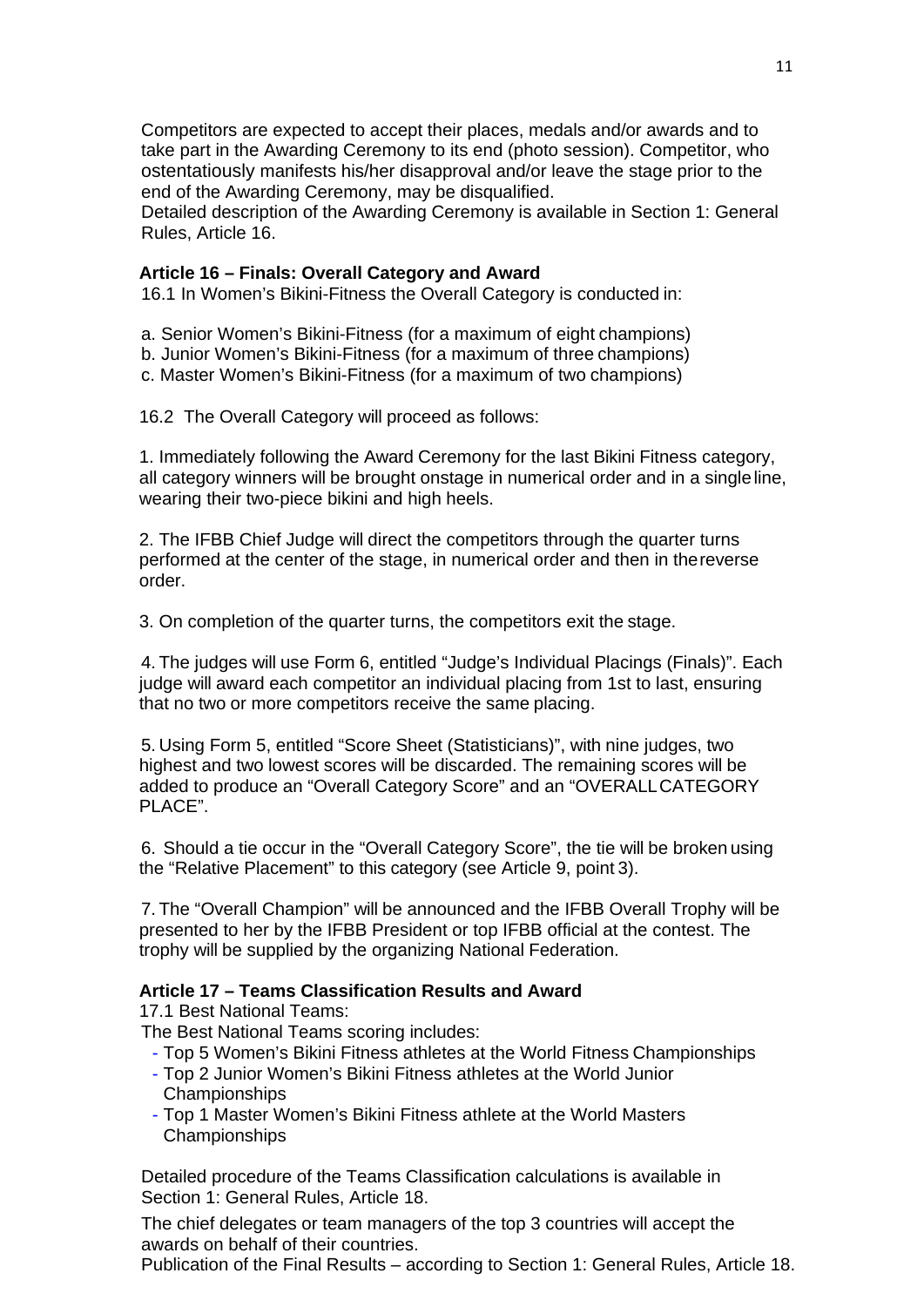Competitors are expected to accept their places, medals and/or awards and to take part in the Awarding Ceremony to its end (photo session). Competitor, who ostentatiously manifests his/her disapproval and/or leave the stage prior to the end of the Awarding Ceremony, may be disqualified.
Detailed description of the Awarding Ceremony is available in Section 1: General Rules, Article 16.

**Article 16 – Finals: Overall Category and Award**

16.1 In Women's Bikini-Fitness the Overall Category is conducted in:

a. Senior Women's Bikini-Fitness (for a maximum of eight champions)
b. Junior Women's Bikini-Fitness (for a maximum of three champions)
c. Master Women's Bikini-Fitness (for a maximum of two champions)

16.2 The Overall Category will proceed as follows:

1. Immediately following the Award Ceremony for the last Bikini Fitness category, all category winners will be brought onstage in numerical order and in a single line, wearing their two-piece bikini and high heels.

2. The IFBB Chief Judge will direct the competitors through the quarter turns performed at the center of the stage, in numerical order and then in the reverse order.

3. On completion of the quarter turns, the competitors exit the stage.

4. The judges will use Form 6, entitled "Judge's Individual Placings (Finals)". Each judge will award each competitor an individual placing from 1st to last, ensuring that no two or more competitors receive the same placing.

5. Using Form 5, entitled "Score Sheet (Statisticians)", with nine judges, two highest and two lowest scores will be discarded. The remaining scores will be added to produce an "Overall Category Score" and an "OVERALL CATEGORY PLACE".

6. Should a tie occur in the "Overall Category Score", the tie will be broken using the "Relative Placement" to this category (see Article 9, point 3).

7. The "Overall Champion" will be announced and the IFBB Overall Trophy will be presented to her by the IFBB President or top IFBB official at the contest. The trophy will be supplied by the organizing National Federation.

**Article 17 – Teams Classification Results and Award**

17.1 Best National Teams:
The Best National Teams scoring includes:

- Top 5 Women's Bikini Fitness athletes at the World Fitness Championships
- Top 2 Junior Women's Bikini Fitness athletes at the World Junior Championships
- Top 1 Master Women's Bikini Fitness athlete at the World Masters Championships

Detailed procedure of the Teams Classification calculations is available in Section 1: General Rules, Article 18.

The chief delegates or team managers of the top 3 countries will accept the awards on behalf of their countries.
Publication of the Final Results – according to Section 1: General Rules, Article 18.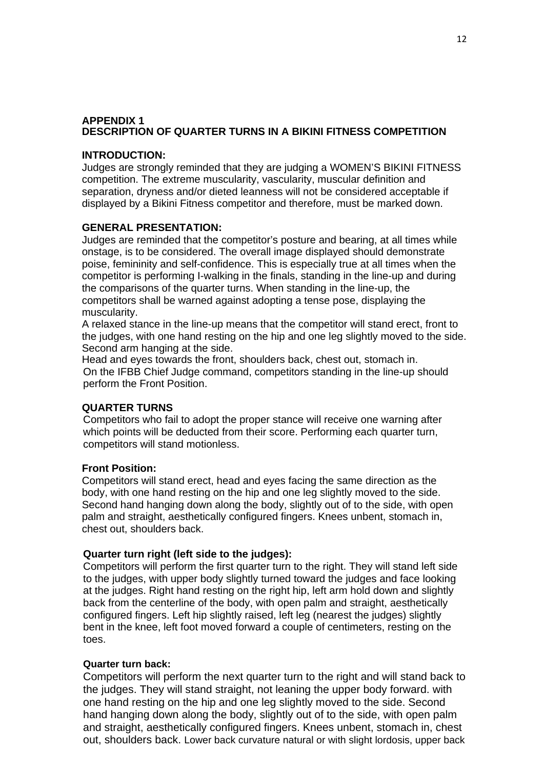**APPENDIX 1**
**DESCRIPTION OF QUARTER TURNS IN A BIKINI FITNESS COMPETITION**

**INTRODUCTION:**

Judges are strongly reminded that they are judging a WOMEN'S BIKINI FITNESS competition. The extreme muscularity, vascularity, muscular definition and separation, dryness and/or dieted leanness will not be considered acceptable if displayed by a Bikini Fitness competitor and therefore, must be marked down.

**GENERAL PRESENTATION:**

Judges are reminded that the competitor's posture and bearing, at all times while onstage, is to be considered. The overall image displayed should demonstrate poise, femininity and self-confidence. This is especially true at all times when the competitor is performing I-walking in the finals, standing in the line-up and during the comparisons of the quarter turns. When standing in the line-up, the competitors shall be warned against adopting a tense pose, displaying the muscularity.

A relaxed stance in the line-up means that the competitor will stand erect, front to the judges, with one hand resting on the hip and one leg slightly moved to the side. Second arm hanging at the side.

Head and eyes towards the front, shoulders back, chest out, stomach in.

On the IFBB Chief Judge command, competitors standing in the line-up should perform the Front Position.

**QUARTER TURNS**

Competitors who fail to adopt the proper stance will receive one warning after which points will be deducted from their score. Performing each quarter turn, competitors will stand motionless.

**Front Position:**

Competitors will stand erect, head and eyes facing the same direction as the body, with one hand resting on the hip and one leg slightly moved to the side. Second hand hanging down along the body, slightly out of to the side, with open palm and straight, aesthetically configured fingers. Knees unbent, stomach in, chest out, shoulders back.

**Quarter turn right (left side to the judges):**

Competitors will perform the first quarter turn to the right. They will stand left side to the judges, with upper body slightly turned toward the judges and face looking at the judges. Right hand resting on the right hip, left arm hold down and slightly back from the centerline of the body, with open palm and straight, aesthetically configured fingers. Left hip slightly raised, left leg (nearest the judges) slightly bent in the knee, left foot moved forward a couple of centimeters, resting on the toes.

**Quarter turn back:**

Competitors will perform the next quarter turn to the right and will stand back to the judges. They will stand straight, not leaning the upper body forward. with one hand resting on the hip and one leg slightly moved to the side. Second hand hanging down along the body, slightly out of to the side, with open palm and straight, aesthetically configured fingers. Knees unbent, stomach in, chest out, shoulders back. Lower back curvature natural or with slight lordosis, upper back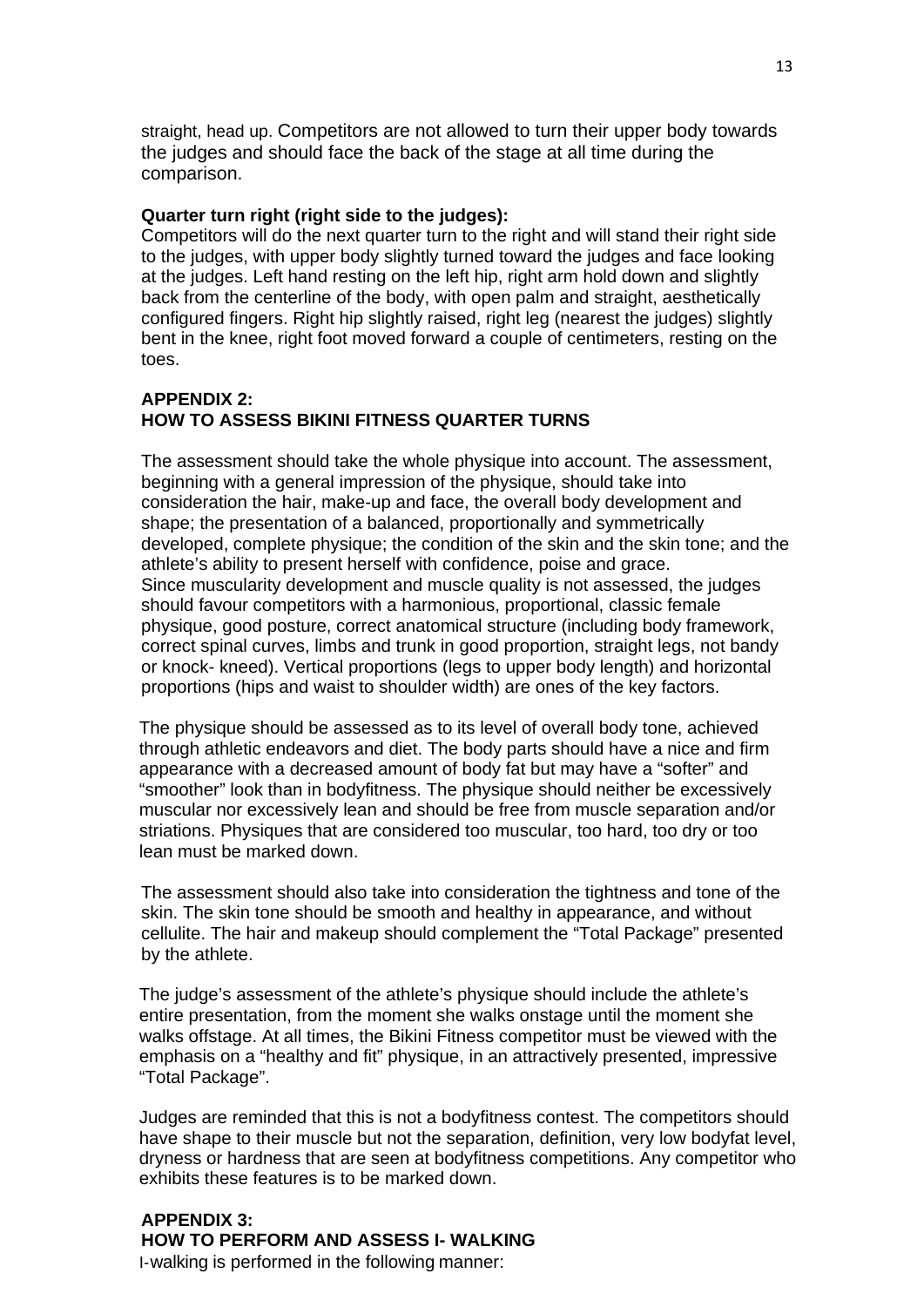straight, head up. Competitors are not allowed to turn their upper body towards the judges and should face the back of the stage at all time during the comparison.

**Quarter turn right (right side to the judges):**
Competitors will do the next quarter turn to the right and will stand their right side to the judges, with upper body slightly turned toward the judges and face looking at the judges. Left hand resting on the left hip, right arm hold down and slightly back from the centerline of the body, with open palm and straight, aesthetically configured fingers. Right hip slightly raised, right leg (nearest the judges) slightly bent in the knee, right foot moved forward a couple of centimeters, resting on the toes.

## APPENDIX 2:
## HOW TO ASSESS BIKINI FITNESS QUARTER TURNS

The assessment should take the whole physique into account. The assessment, beginning with a general impression of the physique, should take into consideration the hair, make-up and face, the overall body development and shape; the presentation of a balanced, proportionally and symmetrically developed, complete physique; the condition of the skin and the skin tone; and the athlete's ability to present herself with confidence, poise and grace.
Since muscularity development and muscle quality is not assessed, the judges should favour competitors with a harmonious, proportional, classic female physique, good posture, correct anatomical structure (including body framework, correct spinal curves, limbs and trunk in good proportion, straight legs, not bandy or knock- kneed). Vertical proportions (legs to upper body length) and horizontal proportions (hips and waist to shoulder width) are ones of the key factors.

The physique should be assessed as to its level of overall body tone, achieved through athletic endeavors and diet. The body parts should have a nice and firm appearance with a decreased amount of body fat but may have a "softer" and "smoother" look than in bodyfitness. The physique should neither be excessively muscular nor excessively lean and should be free from muscle separation and/or striations. Physiques that are considered too muscular, too hard, too dry or too lean must be marked down.

The assessment should also take into consideration the tightness and tone of the skin. The skin tone should be smooth and healthy in appearance, and without cellulite. The hair and makeup should complement the "Total Package" presented by the athlete.

The judge's assessment of the athlete's physique should include the athlete's entire presentation, from the moment she walks onstage until the moment she walks offstage. At all times, the Bikini Fitness competitor must be viewed with the emphasis on a "healthy and fit" physique, in an attractively presented, impressive "Total Package".

Judges are reminded that this is not a bodyfitness contest. The competitors should have shape to their muscle but not the separation, definition, very low bodyfat level, dryness or hardness that are seen at bodyfitness competitions. Any competitor who exhibits these features is to be marked down.

## APPENDIX 3:
## HOW TO PERFORM AND ASSESS I- WALKING

I-walking is performed in the following manner: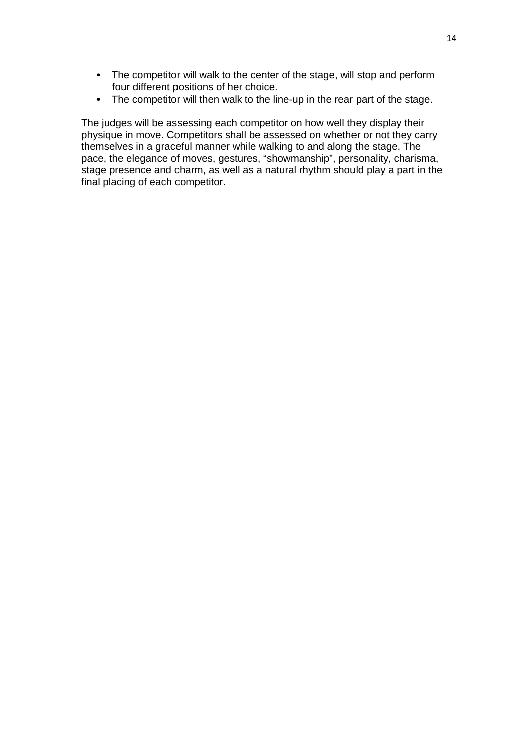- The competitor will walk to the center of the stage, will stop and perform four different positions of her choice.
- The competitor will then walk to the line-up in the rear part of the stage.

The judges will be assessing each competitor on how well they display their physique in move. Competitors shall be assessed on whether or not they carry themselves in a graceful manner while walking to and along the stage. The pace, the elegance of moves, gestures, “showmanship”, personality, charisma, stage presence and charm, as well as a natural rhythm should play a part in the final placing of each competitor.